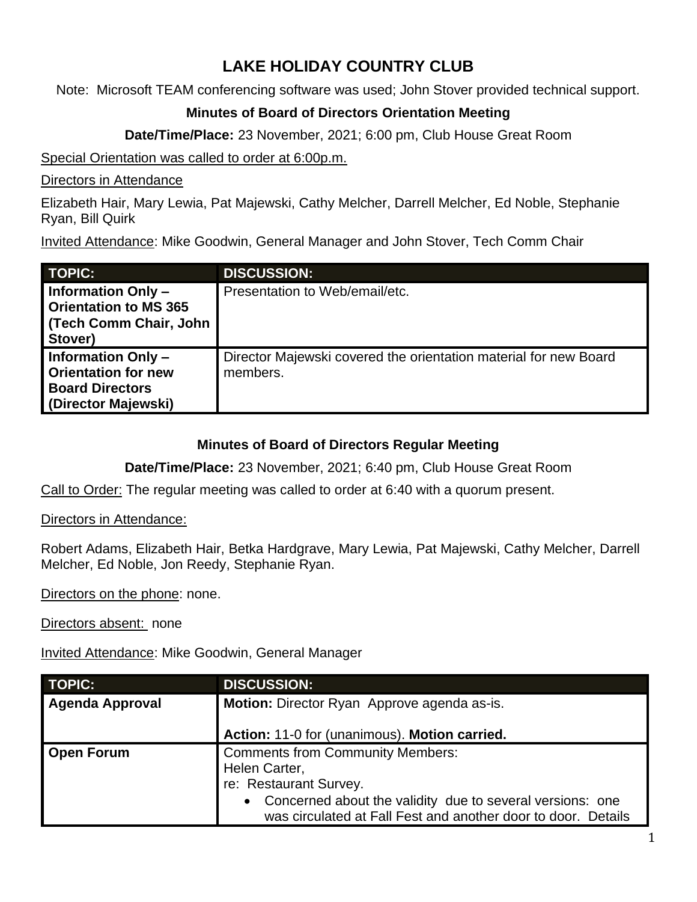# LAKE HOLIDAY COUNTRY CLUB

Note: Microsoft TEAM conferencing software was used; John Stover provided technical support.

### Minutes of Board of Directors Orientation Meeting

**Date/Time/Place:** 23 November, 2021; 6:00 pm, Club House Great Room

Special Orientation was called to order at 6:00p.m.

Directors in Attendance

Elizabeth Hair, Mary Lewia, Pat Majewski, Cathy Melcher, Darrell Melcher, Ed Noble, Stephanie Ryan, Bill Quirk

Invited Attendance: Mike Goodwin, General Manager and John Stover, Tech Comm Chair

| TOPIC: | DISCUSSION: |
|---|---|
| **Information Only – Orientation to MS 365 (Tech Comm Chair, John Stover)** | Presentation to Web/email/etc. |
| **Information Only – Orientation for new Board Directors (Director Majewski)** | Director Majewski covered the orientation material for new Board members. |

### Minutes of Board of Directors Regular Meeting

**Date/Time/Place:** 23 November, 2021; 6:40 pm, Club House Great Room

Call to Order: The regular meeting was called to order at 6:40 with a quorum present.

Directors in Attendance:

Robert Adams, Elizabeth Hair, Betka Hardgrave, Mary Lewia, Pat Majewski, Cathy Melcher, Darrell Melcher, Ed Noble, Jon Reedy, Stephanie Ryan.

Directors on the phone: none.

Directors absent: none

Invited Attendance: Mike Goodwin, General Manager

| TOPIC: | DISCUSSION: |
|---|---|
| **Agenda Approval** | **Motion:** Director Ryan Approve agenda as-is.<br><br>**Action:** 11-0 for (unanimous). **Motion carried.** |
| **Open Forum** | Comments from Community Members:<br>Helen Carter,<br>re: Restaurant Survey.<br>• Concerned about the validity due to several versions: one was circulated at Fall Fest and another door to door. Details |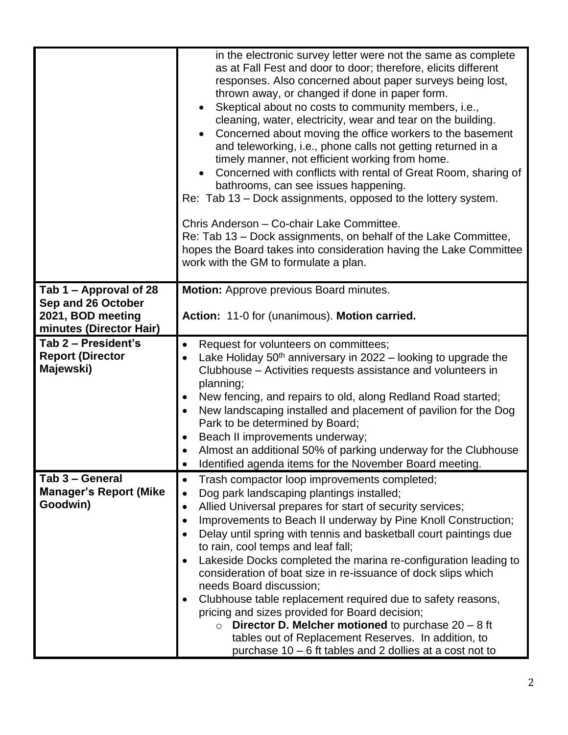| | |
|---|---|
| | in the electronic survey letter were not the same as complete as at Fall Fest and door to door; therefore, elicits different responses. Also concerned about paper surveys being lost, thrown away, or changed if done in paper form.<br>• Skeptical about no costs to community members, i.e., cleaning, water, electricity, wear and tear on the building.<br>• Concerned about moving the office workers to the basement and teleworking, i.e., phone calls not getting returned in a timely manner, not efficient working from home.<br>• Concerned with conflicts with rental of Great Room, sharing of bathrooms, can see issues happening.<br>Re: Tab 13 – Dock assignments, opposed to the lottery system.<br><br>Chris Anderson – Co-chair Lake Committee.<br>Re: Tab 13 – Dock assignments, on behalf of the Lake Committee, hopes the Board takes into consideration having the Lake Committee work with the GM to formulate a plan. |
| **Tab 1 – Approval of 28 Sep and 26 October 2021, BOD meeting minutes (Director Hair)** | **Motion:** Approve previous Board minutes.<br><br>**Action:** 11-0 for (unanimous). **Motion carried.** |
| **Tab 2 – President's Report (Director Majewski)** | • Request for volunteers on committees;<br>• Lake Holiday 50th anniversary in 2022 – looking to upgrade the Clubhouse – Activities requests assistance and volunteers in planning;<br>• New fencing, and repairs to old, along Redland Road started;<br>• New landscaping installed and placement of pavilion for the Dog Park to be determined by Board;<br>• Beach II improvements underway;<br>• Almost an additional 50% of parking underway for the Clubhouse<br>• Identified agenda items for the November Board meeting. |
| **Tab 3 – General Manager's Report (Mike Goodwin)** | • Trash compactor loop improvements completed;<br>• Dog park landscaping plantings installed;<br>• Allied Universal prepares for start of security services;<br>• Improvements to Beach II underway by Pine Knoll Construction;<br>• Delay until spring with tennis and basketball court paintings due to rain, cool temps and leaf fall;<br>• Lakeside Docks completed the marina re-configuration leading to consideration of boat size in re-issuance of dock slips which needs Board discussion;<br>• Clubhouse table replacement required due to safety reasons, pricing and sizes provided for Board decision;<br>　○ **Director D. Melcher motioned** to purchase 20 – 8 ft tables out of Replacement Reserves. In addition, to purchase 10 – 6 ft tables and 2 dollies at a cost not to |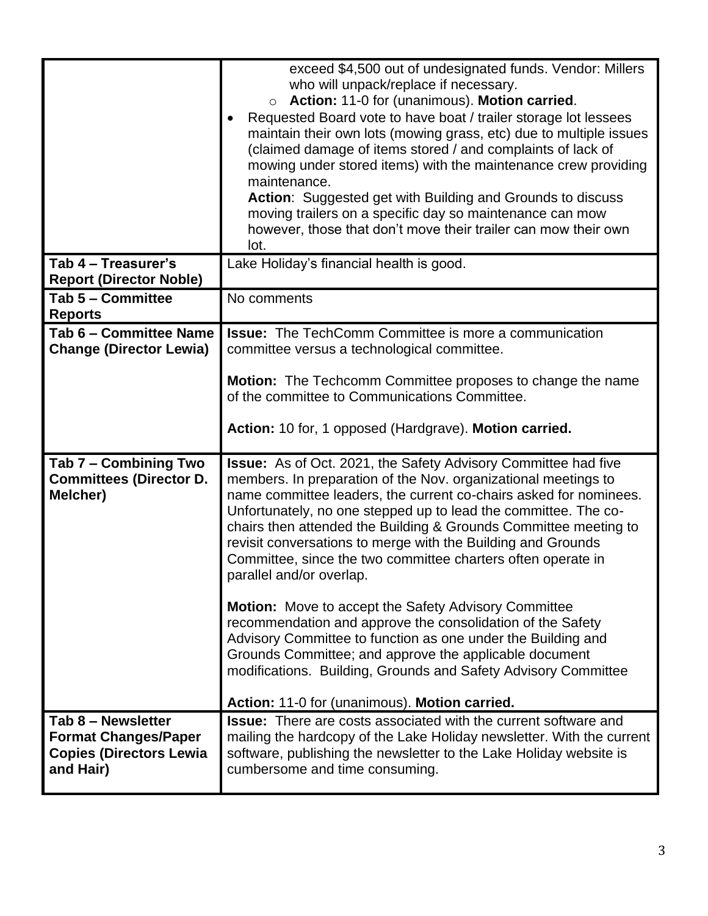| | |
|---|---|
| | exceed $4,500 out of undesignated funds. Vendor: Millers who will unpack/replace if necessary.<br>○ **Action:** 11-0 for (unanimous). **Motion carried**.<br>• Requested Board vote to have boat / trailer storage lot lessees maintain their own lots (mowing grass, etc) due to multiple issues (claimed damage of items stored / and complaints of lack of mowing under stored items) with the maintenance crew providing maintenance.<br>**Action**: Suggested get with Building and Grounds to discuss moving trailers on a specific day so maintenance can mow however, those that don't move their trailer can mow their own lot. |
| **Tab 4 – Treasurer's Report (Director Noble)** | Lake Holiday's financial health is good. |
| **Tab 5 – Committee Reports** | No comments |
| **Tab 6 – Committee Name Change (Director Lewia)** | **Issue:** The TechComm Committee is more a communication committee versus a technological committee.<br><br>**Motion:** The Techcomm Committee proposes to change the name of the committee to Communications Committee.<br><br>**Action:** 10 for, 1 opposed (Hardgrave). **Motion carried.** |
| **Tab 7 – Combining Two Committees (Director D. Melcher)** | **Issue:** As of Oct. 2021, the Safety Advisory Committee had five members. In preparation of the Nov. organizational meetings to name committee leaders, the current co-chairs asked for nominees. Unfortunately, no one stepped up to lead the committee. The co-chairs then attended the Building & Grounds Committee meeting to revisit conversations to merge with the Building and Grounds Committee, since the two committee charters often operate in parallel and/or overlap.<br><br>**Motion:** Move to accept the Safety Advisory Committee recommendation and approve the consolidation of the Safety Advisory Committee to function as one under the Building and Grounds Committee; and approve the applicable document modifications. Building, Grounds and Safety Advisory Committee<br><br>**Action:** 11-0 for (unanimous). **Motion carried.** |
| **Tab 8 – Newsletter Format Changes/Paper Copies (Directors Lewia and Hair)** | **Issue:** There are costs associated with the current software and mailing the hardcopy of the Lake Holiday newsletter. With the current software, publishing the newsletter to the Lake Holiday website is cumbersome and time consuming. |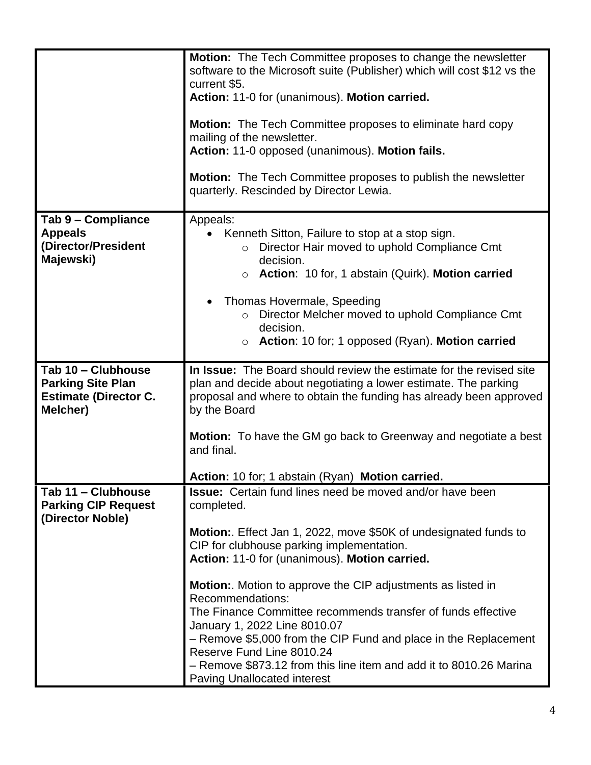| | |
|---|---|
| | **Motion:** The Tech Committee proposes to change the newsletter software to the Microsoft suite (Publisher) which will cost $12 vs the current $5.<br>**Action:** 11-0 for (unanimous). **Motion carried.**<br><br>**Motion:** The Tech Committee proposes to eliminate hard copy mailing of the newsletter.<br>**Action:** 11-0 opposed (unanimous). **Motion fails.**<br><br>**Motion:** The Tech Committee proposes to publish the newsletter quarterly. Rescinded by Director Lewia. |
| **Tab 9 – Compliance Appeals (Director/President Majewski)** | Appeals:<br>• Kenneth Sitton, Failure to stop at a stop sign.<br>&nbsp;&nbsp;&nbsp;&nbsp;○ Director Hair moved to uphold Compliance Cmt decision.<br>&nbsp;&nbsp;&nbsp;&nbsp;○ **Action**: 10 for, 1 abstain (Quirk). **Motion carried**<br><br>• Thomas Hovermale, Speeding<br>&nbsp;&nbsp;&nbsp;&nbsp;○ Director Melcher moved to uphold Compliance Cmt decision.<br>&nbsp;&nbsp;&nbsp;&nbsp;○ **Action**: 10 for; 1 opposed (Ryan). **Motion carried** |
| **Tab 10 – Clubhouse Parking Site Plan Estimate (Director C. Melcher)** | **In Issue:** The Board should review the estimate for the revised site plan and decide about negotiating a lower estimate. The parking proposal and where to obtain the funding has already been approved by the Board<br><br>**Motion:** To have the GM go back to Greenway and negotiate a best and final.<br><br>**Action:** 10 for; 1 abstain (Ryan) **Motion carried.** |
| **Tab 11 – Clubhouse Parking CIP Request (Director Noble)** | **Issue:** Certain fund lines need be moved and/or have been completed.<br><br>**Motion:**. Effect Jan 1, 2022, move $50K of undesignated funds to CIP for clubhouse parking implementation.<br>**Action:** 11-0 for (unanimous). **Motion carried.**<br><br>**Motion:**. Motion to approve the CIP adjustments as listed in Recommendations:<br>The Finance Committee recommends transfer of funds effective January 1, 2022 Line 8010.07<br>– Remove $5,000 from the CIP Fund and place in the Replacement Reserve Fund Line 8010.24<br>– Remove $873.12 from this line item and add it to 8010.26 Marina Paving Unallocated interest |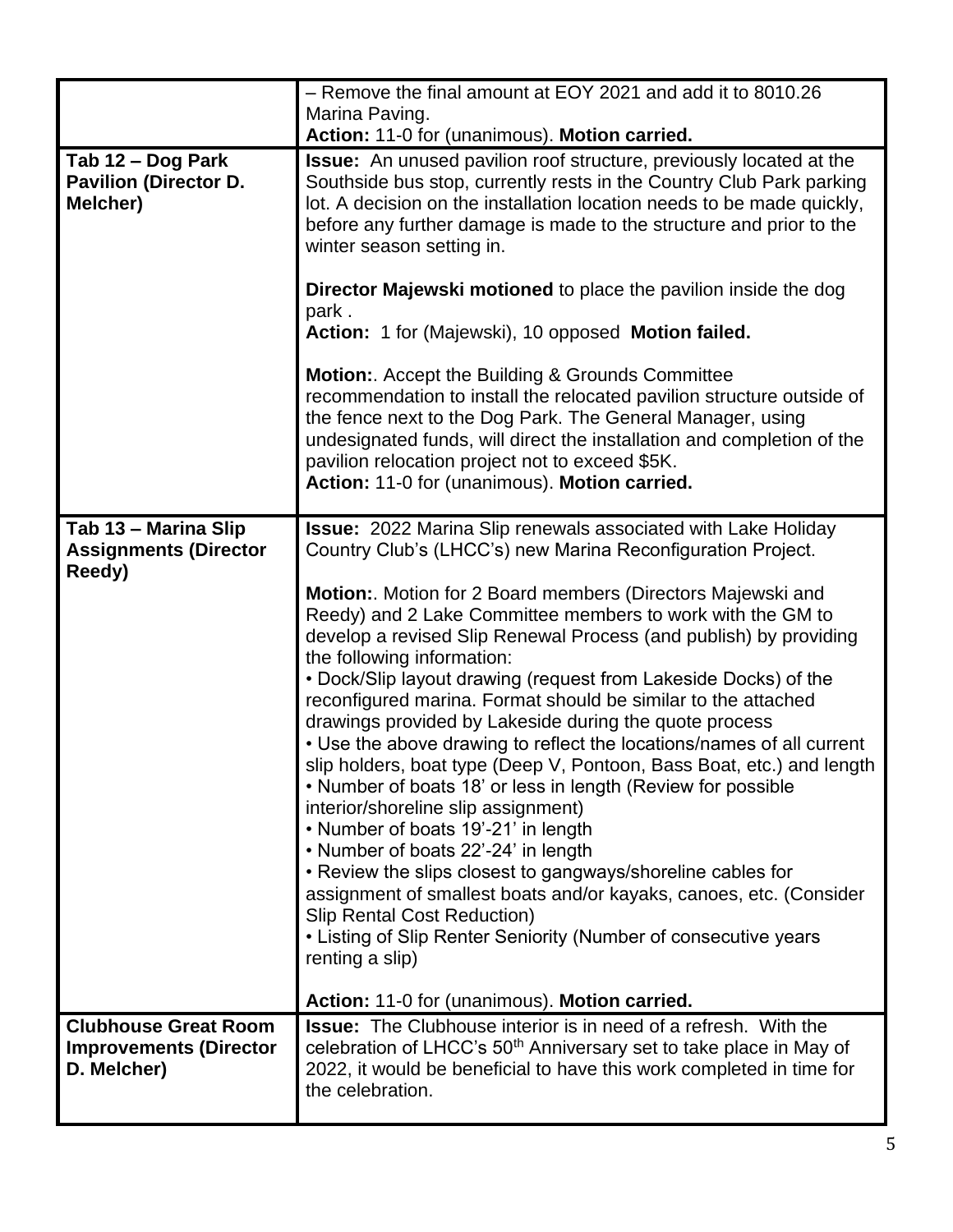| | |
|---|---|
| | – Remove the final amount at EOY 2021 and add it to 8010.26 Marina Paving.<br>**Action:** 11-0 for (unanimous). **Motion carried.** |
| **Tab 12 – Dog Park Pavilion (Director D. Melcher)** | **Issue:** An unused pavilion roof structure, previously located at the Southside bus stop, currently rests in the Country Club Park parking lot. A decision on the installation location needs to be made quickly, before any further damage is made to the structure and prior to the winter season setting in.<br><br>**Director Majewski motioned** to place the pavilion inside the dog park .<br>**Action:** 1 for (Majewski), 10 opposed **Motion failed.**<br><br>**Motion:**. Accept the Building & Grounds Committee recommendation to install the relocated pavilion structure outside of the fence next to the Dog Park. The General Manager, using undesignated funds, will direct the installation and completion of the pavilion relocation project not to exceed $5K.<br>**Action:** 11-0 for (unanimous). **Motion carried.** |
| **Tab 13 – Marina Slip Assignments (Director Reedy)** | **Issue:** 2022 Marina Slip renewals associated with Lake Holiday Country Club's (LHCC's) new Marina Reconfiguration Project.<br><br>**Motion:**. Motion for 2 Board members (Directors Majewski and Reedy) and 2 Lake Committee members to work with the GM to develop a revised Slip Renewal Process (and publish) by providing the following information:<br>• Dock/Slip layout drawing (request from Lakeside Docks) of the reconfigured marina. Format should be similar to the attached drawings provided by Lakeside during the quote process<br>• Use the above drawing to reflect the locations/names of all current slip holders, boat type (Deep V, Pontoon, Bass Boat, etc.) and length<br>• Number of boats 18' or less in length (Review for possible interior/shoreline slip assignment)<br>• Number of boats 19'-21' in length<br>• Number of boats 22'-24' in length<br>• Review the slips closest to gangways/shoreline cables for assignment of smallest boats and/or kayaks, canoes, etc. (Consider Slip Rental Cost Reduction)<br>• Listing of Slip Renter Seniority (Number of consecutive years renting a slip)<br><br>**Action:** 11-0 for (unanimous). **Motion carried.** |
| **Clubhouse Great Room Improvements (Director D. Melcher)** | **Issue:** The Clubhouse interior is in need of a refresh. With the celebration of LHCC's 50th Anniversary set to take place in May of 2022, it would be beneficial to have this work completed in time for the celebration. |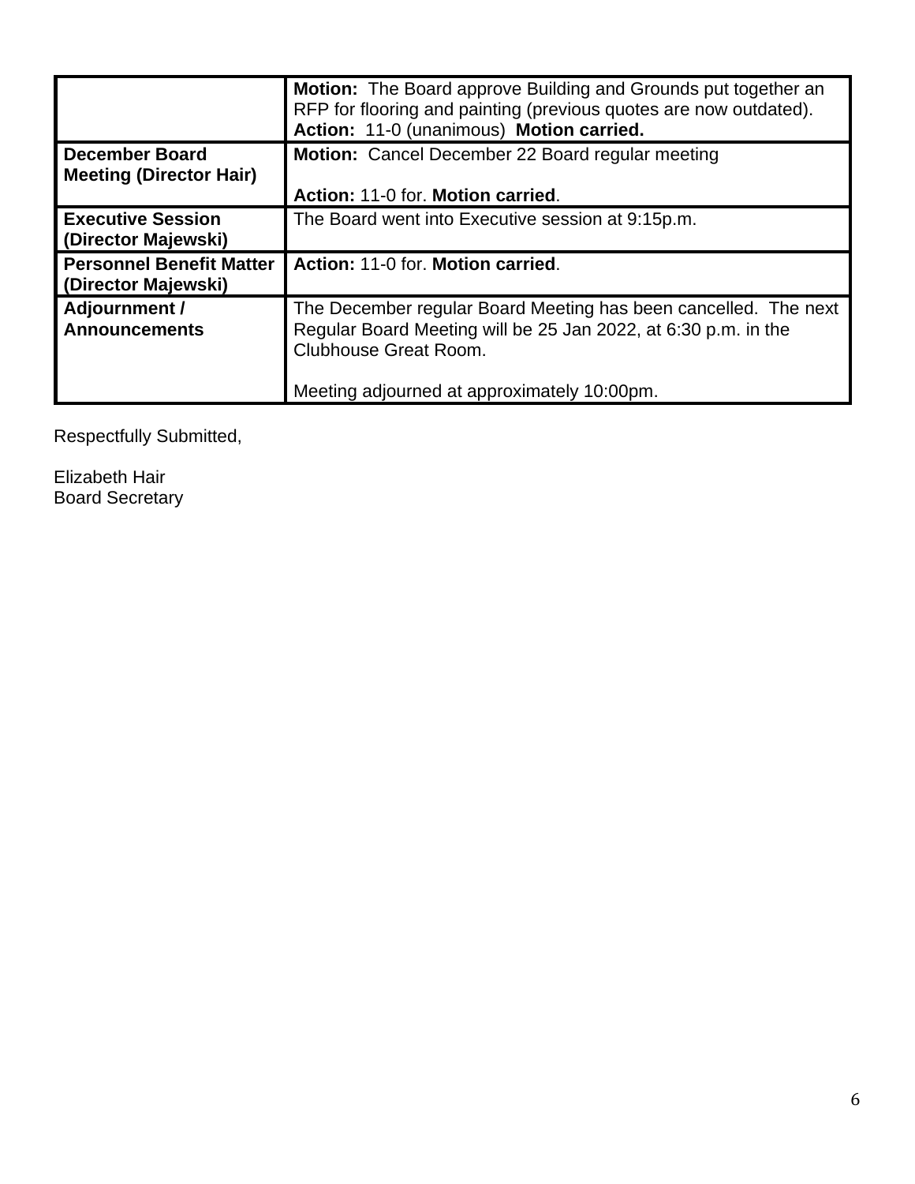| | |
|---|---|
| | **Motion:** The Board approve Building and Grounds put together an RFP for flooring and painting (previous quotes are now outdated).<br>**Action:** 11-0 (unanimous) **Motion carried.** |
| **December Board Meeting (Director Hair)** | **Motion:** Cancel December 22 Board regular meeting<br><br>**Action:** 11-0 for. **Motion carried**. |
| **Executive Session (Director Majewski)** | The Board went into Executive session at 9:15p.m. |
| **Personnel Benefit Matter (Director Majewski)** | **Action:** 11-0 for. **Motion carried**. |
| **Adjournment / Announcements** | The December regular Board Meeting has been cancelled. The next Regular Board Meeting will be 25 Jan 2022, at 6:30 p.m. in the Clubhouse Great Room.<br><br>Meeting adjourned at approximately 10:00pm. |

Respectfully Submitted,

Elizabeth Hair
Board Secretary